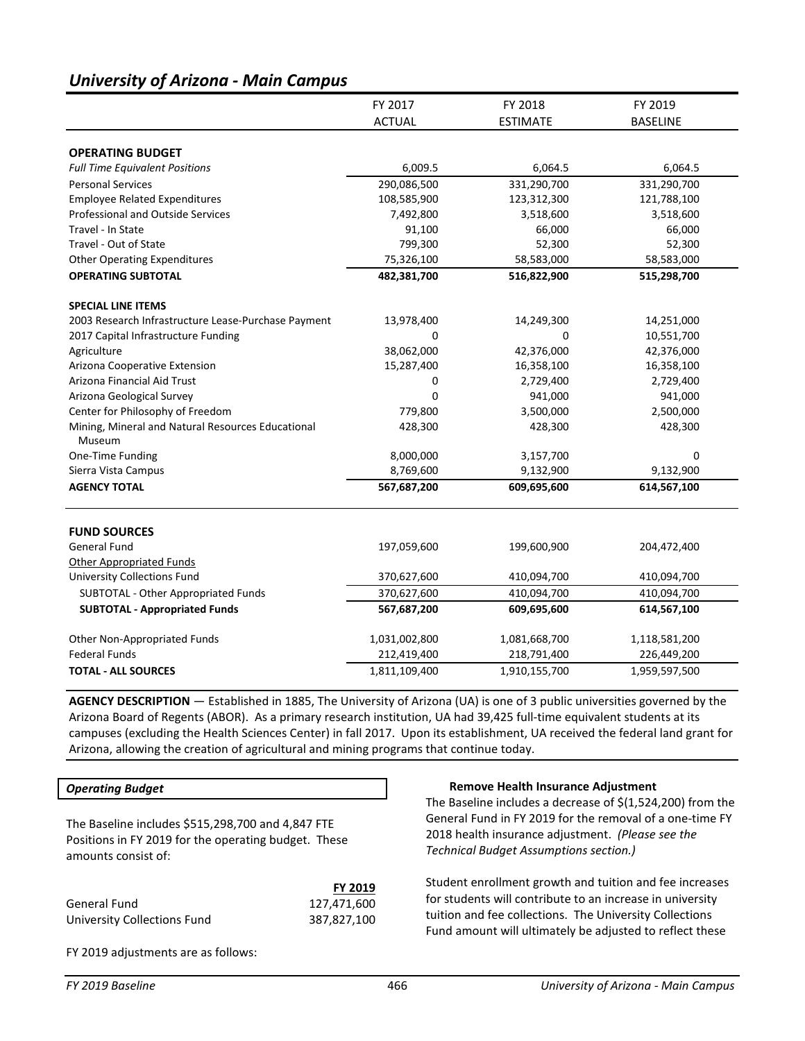## *University of Arizona - Main Campus*

| | FY 2017 ACTUAL | FY 2018 ESTIMATE | FY 2019 BASELINE |
|---|---|---|---|
| **OPERATING BUDGET** | | | |
| *Full Time Equivalent Positions* | 6,009.5 | 6,064.5 | 6,064.5 |
| Personal Services | 290,086,500 | 331,290,700 | 331,290,700 |
| Employee Related Expenditures | 108,585,900 | 123,312,300 | 121,788,100 |
| Professional and Outside Services | 7,492,800 | 3,518,600 | 3,518,600 |
| Travel - In State | 91,100 | 66,000 | 66,000 |
| Travel - Out of State | 799,300 | 52,300 | 52,300 |
| Other Operating Expenditures | 75,326,100 | 58,583,000 | 58,583,000 |
| **OPERATING SUBTOTAL** | **482,381,700** | **516,822,900** | **515,298,700** |
| **SPECIAL LINE ITEMS** | | | |
| 2003 Research Infrastructure Lease-Purchase Payment | 13,978,400 | 14,249,300 | 14,251,000 |
| 2017 Capital Infrastructure Funding | 0 | 0 | 10,551,700 |
| Agriculture | 38,062,000 | 42,376,000 | 42,376,000 |
| Arizona Cooperative Extension | 15,287,400 | 16,358,100 | 16,358,100 |
| Arizona Financial Aid Trust | 0 | 2,729,400 | 2,729,400 |
| Arizona Geological Survey | 0 | 941,000 | 941,000 |
| Center for Philosophy of Freedom | 779,800 | 3,500,000 | 2,500,000 |
| Mining, Mineral and Natural Resources Educational Museum | 428,300 | 428,300 | 428,300 |
| One-Time Funding | 8,000,000 | 3,157,700 | 0 |
| Sierra Vista Campus | 8,769,600 | 9,132,900 | 9,132,900 |
| **AGENCY TOTAL** | **567,687,200** | **609,695,600** | **614,567,100** |
| **FUND SOURCES** | | | |
| General Fund | 197,059,600 | 199,600,900 | 204,472,400 |
| Other Appropriated Funds | | | |
| University Collections Fund | 370,627,600 | 410,094,700 | 410,094,700 |
| SUBTOTAL - Other Appropriated Funds | 370,627,600 | 410,094,700 | 410,094,700 |
| **SUBTOTAL - Appropriated Funds** | **567,687,200** | **609,695,600** | **614,567,100** |
| Other Non-Appropriated Funds | 1,031,002,800 | 1,081,668,700 | 1,118,581,200 |
| Federal Funds | 212,419,400 | 218,791,400 | 226,449,200 |
| **TOTAL - ALL SOURCES** | **1,811,109,400** | **1,910,155,700** | **1,959,597,500** |

**AGENCY DESCRIPTION** — Established in 1885, The University of Arizona (UA) is one of 3 public universities governed by the Arizona Board of Regents (ABOR). As a primary research institution, UA had 39,425 full-time equivalent students at its campuses (excluding the Health Sciences Center) in fall 2017. Upon its establishment, UA received the federal land grant for Arizona, allowing the creation of agricultural and mining programs that continue today.

### *Operating Budget*

The Baseline includes $515,298,700 and 4,847 FTE Positions in FY 2019 for the operating budget. These amounts consist of:

| | FY 2019 |
|---|---|
| General Fund | 127,471,600 |
| University Collections Fund | 387,827,100 |

FY 2019 adjustments are as follows:

**Remove Health Insurance Adjustment**

The Baseline includes a decrease of $(1,524,200) from the General Fund in FY 2019 for the removal of a one-time FY 2018 health insurance adjustment. *(Please see the Technical Budget Assumptions section.)*

Student enrollment growth and tuition and fee increases for students will contribute to an increase in university tuition and fee collections. The University Collections Fund amount will ultimately be adjusted to reflect these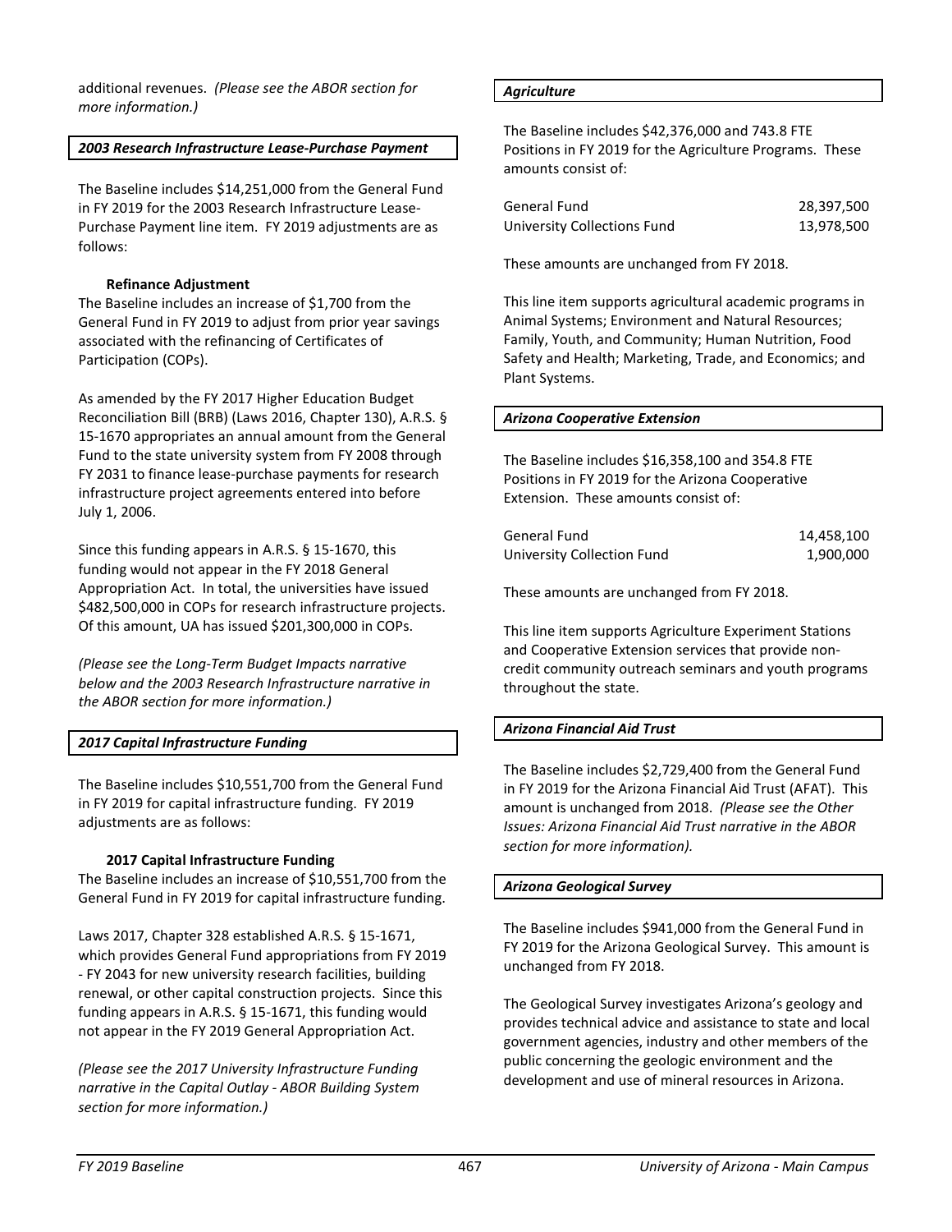additional revenues. *(Please see the ABOR section for more information.)*

### *2003 Research Infrastructure Lease-Purchase Payment*

The Baseline includes $14,251,000 from the General Fund in FY 2019 for the 2003 Research Infrastructure Lease-Purchase Payment line item. FY 2019 adjustments are as follows:

**Refinance Adjustment**

The Baseline includes an increase of $1,700 from the General Fund in FY 2019 to adjust from prior year savings associated with the refinancing of Certificates of Participation (COPs).

As amended by the FY 2017 Higher Education Budget Reconciliation Bill (BRB) (Laws 2016, Chapter 130), A.R.S. § 15-1670 appropriates an annual amount from the General Fund to the state university system from FY 2008 through FY 2031 to finance lease-purchase payments for research infrastructure project agreements entered into before July 1, 2006.

Since this funding appears in A.R.S. § 15-1670, this funding would not appear in the FY 2018 General Appropriation Act. In total, the universities have issued $482,500,000 in COPs for research infrastructure projects. Of this amount, UA has issued $201,300,000 in COPs.

*(Please see the Long-Term Budget Impacts narrative below and the 2003 Research Infrastructure narrative in the ABOR section for more information.)*

### *2017 Capital Infrastructure Funding*

The Baseline includes $10,551,700 from the General Fund in FY 2019 for capital infrastructure funding. FY 2019 adjustments are as follows:

**2017 Capital Infrastructure Funding**

The Baseline includes an increase of $10,551,700 from the General Fund in FY 2019 for capital infrastructure funding.

Laws 2017, Chapter 328 established A.R.S. § 15-1671, which provides General Fund appropriations from FY 2019 - FY 2043 for new university research facilities, building renewal, or other capital construction projects. Since this funding appears in A.R.S. § 15-1671, this funding would not appear in the FY 2019 General Appropriation Act.

*(Please see the 2017 University Infrastructure Funding narrative in the Capital Outlay - ABOR Building System section for more information.)*

### *Agriculture*

The Baseline includes $42,376,000 and 743.8 FTE Positions in FY 2019 for the Agriculture Programs. These amounts consist of:

| | |
|---|---|
| General Fund | 28,397,500 |
| University Collections Fund | 13,978,500 |

These amounts are unchanged from FY 2018.

This line item supports agricultural academic programs in Animal Systems; Environment and Natural Resources; Family, Youth, and Community; Human Nutrition, Food Safety and Health; Marketing, Trade, and Economics; and Plant Systems.

### *Arizona Cooperative Extension*

The Baseline includes $16,358,100 and 354.8 FTE Positions in FY 2019 for the Arizona Cooperative Extension. These amounts consist of:

| | |
|---|---|
| General Fund | 14,458,100 |
| University Collection Fund | 1,900,000 |

These amounts are unchanged from FY 2018.

This line item supports Agriculture Experiment Stations and Cooperative Extension services that provide non-credit community outreach seminars and youth programs throughout the state.

### *Arizona Financial Aid Trust*

The Baseline includes $2,729,400 from the General Fund in FY 2019 for the Arizona Financial Aid Trust (AFAT). This amount is unchanged from 2018. *(Please see the Other Issues: Arizona Financial Aid Trust narrative in the ABOR section for more information).*

### *Arizona Geological Survey*

The Baseline includes $941,000 from the General Fund in FY 2019 for the Arizona Geological Survey. This amount is unchanged from FY 2018.

The Geological Survey investigates Arizona's geology and provides technical advice and assistance to state and local government agencies, industry and other members of the public concerning the geologic environment and the development and use of mineral resources in Arizona.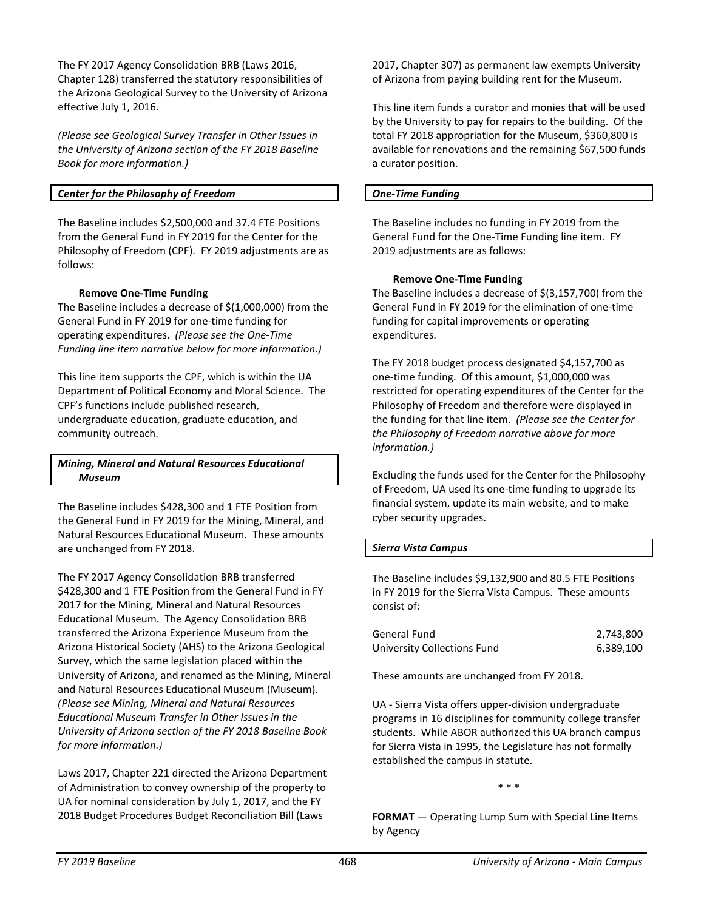The FY 2017 Agency Consolidation BRB (Laws 2016, Chapter 128) transferred the statutory responsibilities of the Arizona Geological Survey to the University of Arizona effective July 1, 2016.

*(Please see Geological Survey Transfer in Other Issues in the University of Arizona section of the FY 2018 Baseline Book for more information.)*

### *Center for the Philosophy of Freedom*

The Baseline includes $2,500,000 and 37.4 FTE Positions from the General Fund in FY 2019 for the Center for the Philosophy of Freedom (CPF). FY 2019 adjustments are as follows:

**Remove One-Time Funding**

The Baseline includes a decrease of $(1,000,000) from the General Fund in FY 2019 for one-time funding for operating expenditures. *(Please see the One-Time Funding line item narrative below for more information.)*

This line item supports the CPF, which is within the UA Department of Political Economy and Moral Science. The CPF's functions include published research, undergraduate education, graduate education, and community outreach.

### *Mining, Mineral and Natural Resources Educational Museum*

The Baseline includes $428,300 and 1 FTE Position from the General Fund in FY 2019 for the Mining, Mineral, and Natural Resources Educational Museum. These amounts are unchanged from FY 2018.

The FY 2017 Agency Consolidation BRB transferred $428,300 and 1 FTE Position from the General Fund in FY 2017 for the Mining, Mineral and Natural Resources Educational Museum. The Agency Consolidation BRB transferred the Arizona Experience Museum from the Arizona Historical Society (AHS) to the Arizona Geological Survey, which the same legislation placed within the University of Arizona, and renamed as the Mining, Mineral and Natural Resources Educational Museum (Museum). *(Please see Mining, Mineral and Natural Resources Educational Museum Transfer in Other Issues in the University of Arizona section of the FY 2018 Baseline Book for more information.)*

Laws 2017, Chapter 221 directed the Arizona Department of Administration to convey ownership of the property to UA for nominal consideration by July 1, 2017, and the FY 2018 Budget Procedures Budget Reconciliation Bill (Laws 2017, Chapter 307) as permanent law exempts University of Arizona from paying building rent for the Museum.

This line item funds a curator and monies that will be used by the University to pay for repairs to the building. Of the total FY 2018 appropriation for the Museum, $360,800 is available for renovations and the remaining $67,500 funds a curator position.

### *One-Time Funding*

The Baseline includes no funding in FY 2019 from the General Fund for the One-Time Funding line item. FY 2019 adjustments are as follows:

**Remove One-Time Funding**

The Baseline includes a decrease of $(3,157,700) from the General Fund in FY 2019 for the elimination of one-time funding for capital improvements or operating expenditures.

The FY 2018 budget process designated $4,157,700 as one-time funding. Of this amount, $1,000,000 was restricted for operating expenditures of the Center for the Philosophy of Freedom and therefore were displayed in the funding for that line item. *(Please see the Center for the Philosophy of Freedom narrative above for more information.)*

Excluding the funds used for the Center for the Philosophy of Freedom, UA used its one-time funding to upgrade its financial system, update its main website, and to make cyber security upgrades.

### *Sierra Vista Campus*

The Baseline includes $9,132,900 and 80.5 FTE Positions in FY 2019 for the Sierra Vista Campus. These amounts consist of:

| | |
|---|---|
| General Fund | 2,743,800 |
| University Collections Fund | 6,389,100 |

These amounts are unchanged from FY 2018.

UA - Sierra Vista offers upper-division undergraduate programs in 16 disciplines for community college transfer students. While ABOR authorized this UA branch campus for Sierra Vista in 1995, the Legislature has not formally established the campus in statute.

\* \* \*

**FORMAT** — Operating Lump Sum with Special Line Items by Agency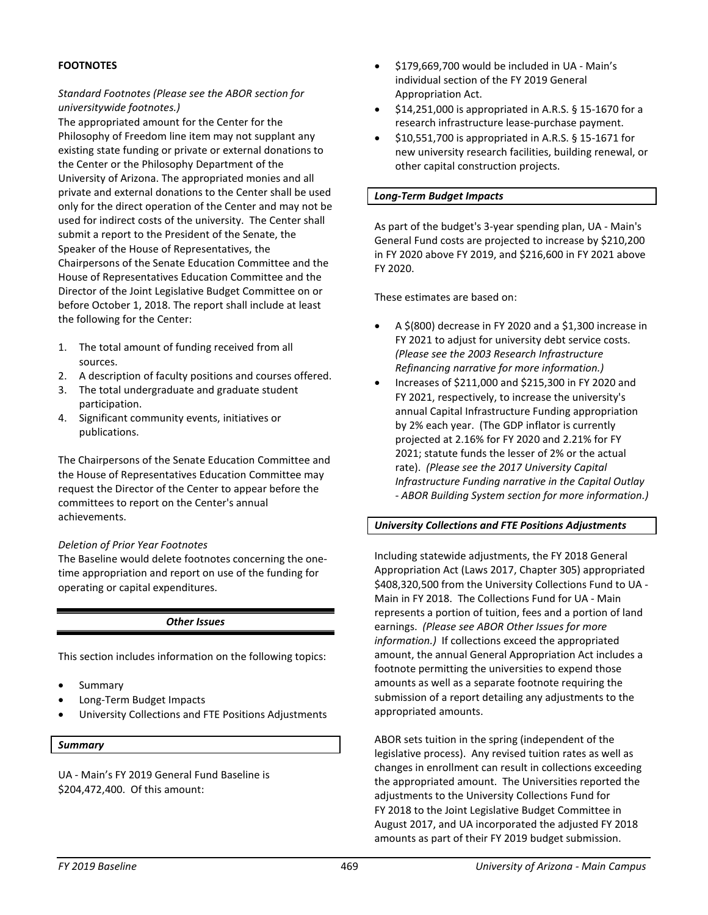**FOOTNOTES**

*Standard Footnotes (Please see the ABOR section for universitywide footnotes.)*

The appropriated amount for the Center for the Philosophy of Freedom line item may not supplant any existing state funding or private or external donations to the Center or the Philosophy Department of the University of Arizona. The appropriated monies and all private and external donations to the Center shall be used only for the direct operation of the Center and may not be used for indirect costs of the university. The Center shall submit a report to the President of the Senate, the Speaker of the House of Representatives, the Chairpersons of the Senate Education Committee and the House of Representatives Education Committee and the Director of the Joint Legislative Budget Committee on or before October 1, 2018. The report shall include at least the following for the Center:

1. The total amount of funding received from all sources.
2. A description of faculty positions and courses offered.
3. The total undergraduate and graduate student participation.
4. Significant community events, initiatives or publications.

The Chairpersons of the Senate Education Committee and the House of Representatives Education Committee may request the Director of the Center to appear before the committees to report on the Center's annual achievements.

*Deletion of Prior Year Footnotes*

The Baseline would delete footnotes concerning the one-time appropriation and report on use of the funding for operating or capital expenditures.

## *Other Issues*

This section includes information on the following topics:

- Summary
- Long-Term Budget Impacts
- University Collections and FTE Positions Adjustments

### *Summary*

UA - Main's FY 2019 General Fund Baseline is $204,472,400. Of this amount:

- $179,669,700 would be included in UA - Main's individual section of the FY 2019 General Appropriation Act.
- $14,251,000 is appropriated in A.R.S. § 15-1670 for a research infrastructure lease-purchase payment.
- $10,551,700 is appropriated in A.R.S. § 15-1671 for new university research facilities, building renewal, or other capital construction projects.

### *Long-Term Budget Impacts*

As part of the budget's 3-year spending plan, UA - Main's General Fund costs are projected to increase by $210,200 in FY 2020 above FY 2019, and $216,600 in FY 2021 above FY 2020.

These estimates are based on:

- A $(800) decrease in FY 2020 and a $1,300 increase in FY 2021 to adjust for university debt service costs. *(Please see the 2003 Research Infrastructure Refinancing narrative for more information.)*
- Increases of $211,000 and $215,300 in FY 2020 and FY 2021, respectively, to increase the university's annual Capital Infrastructure Funding appropriation by 2% each year. (The GDP inflator is currently projected at 2.16% for FY 2020 and 2.21% for FY 2021; statute funds the lesser of 2% or the actual rate). *(Please see the 2017 University Capital Infrastructure Funding narrative in the Capital Outlay - ABOR Building System section for more information.)*

### *University Collections and FTE Positions Adjustments*

Including statewide adjustments, the FY 2018 General Appropriation Act (Laws 2017, Chapter 305) appropriated $408,320,500 from the University Collections Fund to UA - Main in FY 2018. The Collections Fund for UA - Main represents a portion of tuition, fees and a portion of land earnings. *(Please see ABOR Other Issues for more information.)* If collections exceed the appropriated amount, the annual General Appropriation Act includes a footnote permitting the universities to expend those amounts as well as a separate footnote requiring the submission of a report detailing any adjustments to the appropriated amounts.

ABOR sets tuition in the spring (independent of the legislative process). Any revised tuition rates as well as changes in enrollment can result in collections exceeding the appropriated amount. The Universities reported the adjustments to the University Collections Fund for FY 2018 to the Joint Legislative Budget Committee in August 2017, and UA incorporated the adjusted FY 2018 amounts as part of their FY 2019 budget submission.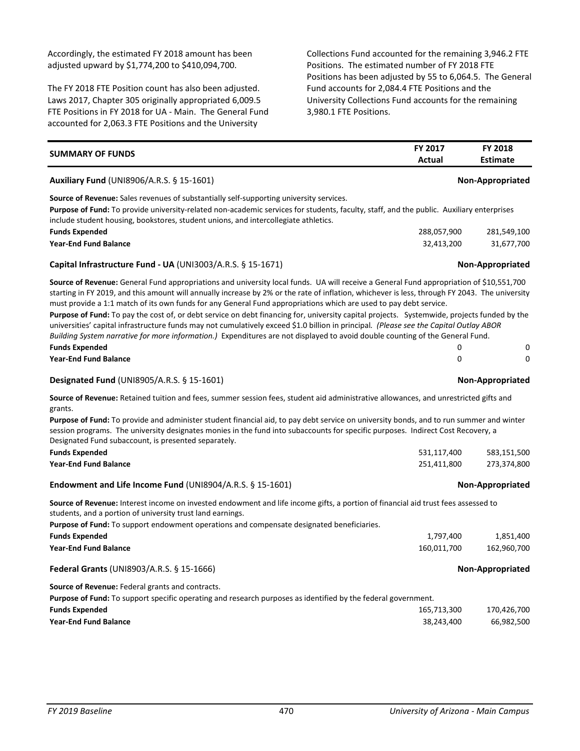Accordingly, the estimated FY 2018 amount has been adjusted upward by $1,774,200 to $410,094,700.

The FY 2018 FTE Position count has also been adjusted. Laws 2017, Chapter 305 originally appropriated 6,009.5 FTE Positions in FY 2018 for UA - Main. The General Fund accounted for 2,063.3 FTE Positions and the University Collections Fund accounted for the remaining 3,946.2 FTE Positions. The estimated number of FY 2018 FTE Positions has been adjusted by 55 to 6,064.5. The General Fund accounts for 2,084.4 FTE Positions and the University Collections Fund accounts for the remaining 3,980.1 FTE Positions.

| **SUMMARY OF FUNDS** | **FY 2017 Actual** | **FY 2018 Estimate** |
|---|---|---|

**Auxiliary Fund** (UNI8906/A.R.S. § 15-1601) **Non-Appropriated**

**Source of Revenue:** Sales revenues of substantially self-supporting university services.

**Purpose of Fund:** To provide university-related non-academic services for students, faculty, staff, and the public. Auxiliary enterprises include student housing, bookstores, student unions, and intercollegiate athletics.

| | FY 2017 Actual | FY 2018 Estimate |
|---|---|---|
| **Funds Expended** | 288,057,900 | 281,549,100 |
| **Year-End Fund Balance** | 32,413,200 | 31,677,700 |

**Capital Infrastructure Fund - UA** (UNI3003/A.R.S. § 15-1671) **Non-Appropriated**

**Source of Revenue:** General Fund appropriations and university local funds. UA will receive a General Fund appropriation of $10,551,700 starting in FY 2019, and this amount will annually increase by 2% or the rate of inflation, whichever is less, through FY 2043. The university must provide a 1:1 match of its own funds for any General Fund appropriations which are used to pay debt service.

**Purpose of Fund:** To pay the cost of, or debt service on debt financing for, university capital projects. Systemwide, projects funded by the universities' capital infrastructure funds may not cumulatively exceed $1.0 billion in principal. *(Please see the Capital Outlay ABOR Building System narrative for more information.)* Expenditures are not displayed to avoid double counting of the General Fund.

| | FY 2017 Actual | FY 2018 Estimate |
|---|---|---|
| **Funds Expended** | 0 | 0 |
| **Year-End Fund Balance** | 0 | 0 |

**Designated Fund** (UNI8905/A.R.S. § 15-1601) **Non-Appropriated**

**Source of Revenue:** Retained tuition and fees, summer session fees, student aid administrative allowances, and unrestricted gifts and grants.

**Purpose of Fund:** To provide and administer student financial aid, to pay debt service on university bonds, and to run summer and winter session programs. The university designates monies in the fund into subaccounts for specific purposes. Indirect Cost Recovery, a Designated Fund subaccount, is presented separately.

| | FY 2017 Actual | FY 2018 Estimate |
|---|---|---|
| **Funds Expended** | 531,117,400 | 583,151,500 |
| **Year-End Fund Balance** | 251,411,800 | 273,374,800 |

**Endowment and Life Income Fund** (UNI8904/A.R.S. § 15-1601) **Non-Appropriated**

**Source of Revenue:** Interest income on invested endowment and life income gifts, a portion of financial aid trust fees assessed to students, and a portion of university trust land earnings.

**Purpose of Fund:** To support endowment operations and compensate designated beneficiaries.

| | FY 2017 Actual | FY 2018 Estimate |
|---|---|---|
| **Funds Expended** | 1,797,400 | 1,851,400 |
| **Year-End Fund Balance** | 160,011,700 | 162,960,700 |

**Federal Grants** (UNI8903/A.R.S. § 15-1666) **Non-Appropriated**

**Source of Revenue:** Federal grants and contracts.

**Purpose of Fund:** To support specific operating and research purposes as identified by the federal government.

| | FY 2017 Actual | FY 2018 Estimate |
|---|---|---|
| **Funds Expended** | 165,713,300 | 170,426,700 |
| **Year-End Fund Balance** | 38,243,400 | 66,982,500 |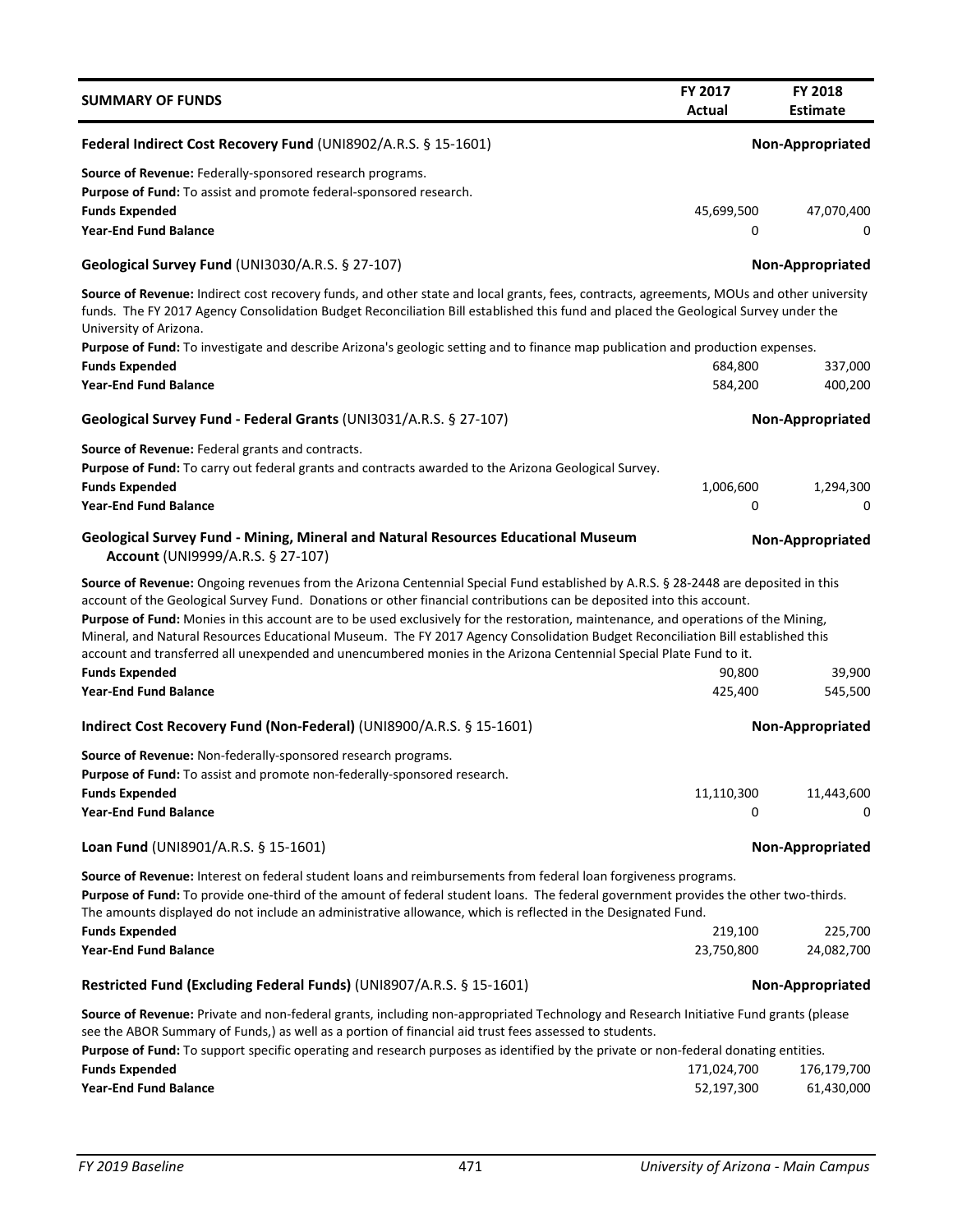| SUMMARY OF FUNDS | FY 2017 Actual | FY 2018 Estimate |
|---|---|---|

**Federal Indirect Cost Recovery Fund** (UNI8902/A.R.S. § 15-1601) — **Non-Appropriated**

**Source of Revenue:** Federally-sponsored research programs.

**Purpose of Fund:** To assist and promote federal-sponsored research.

| | FY 2017 Actual | FY 2018 Estimate |
|---|---|---|
| **Funds Expended** | 45,699,500 | 47,070,400 |
| **Year-End Fund Balance** | 0 | 0 |

**Geological Survey Fund** (UNI3030/A.R.S. § 27-107) — **Non-Appropriated**

**Source of Revenue:** Indirect cost recovery funds, and other state and local grants, fees, contracts, agreements, MOUs and other university funds. The FY 2017 Agency Consolidation Budget Reconciliation Bill established this fund and placed the Geological Survey under the University of Arizona.

**Purpose of Fund:** To investigate and describe Arizona's geologic setting and to finance map publication and production expenses.

| | FY 2017 Actual | FY 2018 Estimate |
|---|---|---|
| **Funds Expended** | 684,800 | 337,000 |
| **Year-End Fund Balance** | 584,200 | 400,200 |

**Geological Survey Fund - Federal Grants** (UNI3031/A.R.S. § 27-107) — **Non-Appropriated**

**Source of Revenue:** Federal grants and contracts.

**Purpose of Fund:** To carry out federal grants and contracts awarded to the Arizona Geological Survey.

| | FY 2017 Actual | FY 2018 Estimate |
|---|---|---|
| **Funds Expended** | 1,006,600 | 1,294,300 |
| **Year-End Fund Balance** | 0 | 0 |

**Geological Survey Fund - Mining, Mineral and Natural Resources Educational Museum Account** (UNI9999/A.R.S. § 27-107) — **Non-Appropriated**

**Source of Revenue:** Ongoing revenues from the Arizona Centennial Special Fund established by A.R.S. § 28-2448 are deposited in this account of the Geological Survey Fund. Donations or other financial contributions can be deposited into this account.

**Purpose of Fund:** Monies in this account are to be used exclusively for the restoration, maintenance, and operations of the Mining, Mineral, and Natural Resources Educational Museum. The FY 2017 Agency Consolidation Budget Reconciliation Bill established this account and transferred all unexpended and unencumbered monies in the Arizona Centennial Special Plate Fund to it.

| | FY 2017 Actual | FY 2018 Estimate |
|---|---|---|
| **Funds Expended** | 90,800 | 39,900 |
| **Year-End Fund Balance** | 425,400 | 545,500 |

**Indirect Cost Recovery Fund (Non-Federal)** (UNI8900/A.R.S. § 15-1601) — **Non-Appropriated**

**Source of Revenue:** Non-federally-sponsored research programs.

**Purpose of Fund:** To assist and promote non-federally-sponsored research.

| | FY 2017 Actual | FY 2018 Estimate |
|---|---|---|
| **Funds Expended** | 11,110,300 | 11,443,600 |
| **Year-End Fund Balance** | 0 | 0 |

**Loan Fund** (UNI8901/A.R.S. § 15-1601) — **Non-Appropriated**

**Source of Revenue:** Interest on federal student loans and reimbursements from federal loan forgiveness programs.

**Purpose of Fund:** To provide one-third of the amount of federal student loans. The federal government provides the other two-thirds. The amounts displayed do not include an administrative allowance, which is reflected in the Designated Fund.

| | FY 2017 Actual | FY 2018 Estimate |
|---|---|---|
| **Funds Expended** | 219,100 | 225,700 |
| **Year-End Fund Balance** | 23,750,800 | 24,082,700 |

**Restricted Fund (Excluding Federal Funds)** (UNI8907/A.R.S. § 15-1601) — **Non-Appropriated**

**Source of Revenue:** Private and non-federal grants, including non-appropriated Technology and Research Initiative Fund grants (please see the ABOR Summary of Funds,) as well as a portion of financial aid trust fees assessed to students.

**Purpose of Fund:** To support specific operating and research purposes as identified by the private or non-federal donating entities.

| | FY 2017 Actual | FY 2018 Estimate |
|---|---|---|
| **Funds Expended** | 171,024,700 | 176,179,700 |
| **Year-End Fund Balance** | 52,197,300 | 61,430,000 |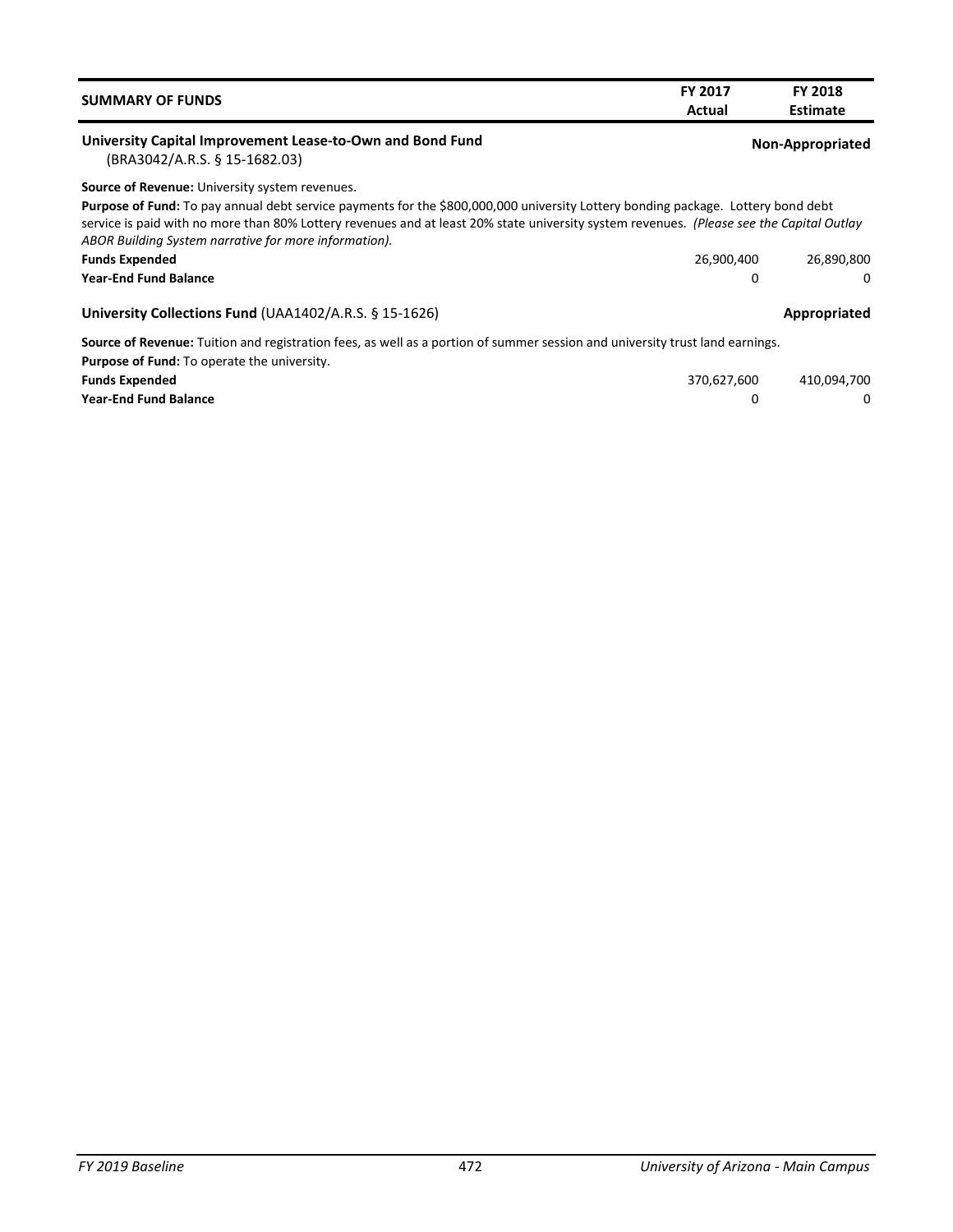| SUMMARY OF FUNDS | FY 2017 Actual | FY 2018 Estimate |
|---|---|---|

**University Capital Improvement Lease-to-Own and Bond Fund** (BRA3042/A.R.S. § 15-1682.03) — **Non-Appropriated**

**Source of Revenue:** University system revenues.

**Purpose of Fund:** To pay annual debt service payments for the $800,000,000 university Lottery bonding package. Lottery bond debt service is paid with no more than 80% Lottery revenues and at least 20% state university system revenues. *(Please see the Capital Outlay ABOR Building System narrative for more information).*

| | FY 2017 Actual | FY 2018 Estimate |
|---|---|---|
| **Funds Expended** | 26,900,400 | 26,890,800 |
| **Year-End Fund Balance** | 0 | 0 |

**University Collections Fund** (UAA1402/A.R.S. § 15-1626) — **Appropriated**

**Source of Revenue:** Tuition and registration fees, as well as a portion of summer session and university trust land earnings.

**Purpose of Fund:** To operate the university.

| | FY 2017 Actual | FY 2018 Estimate |
|---|---|---|
| **Funds Expended** | 370,627,600 | 410,094,700 |
| **Year-End Fund Balance** | 0 | 0 |